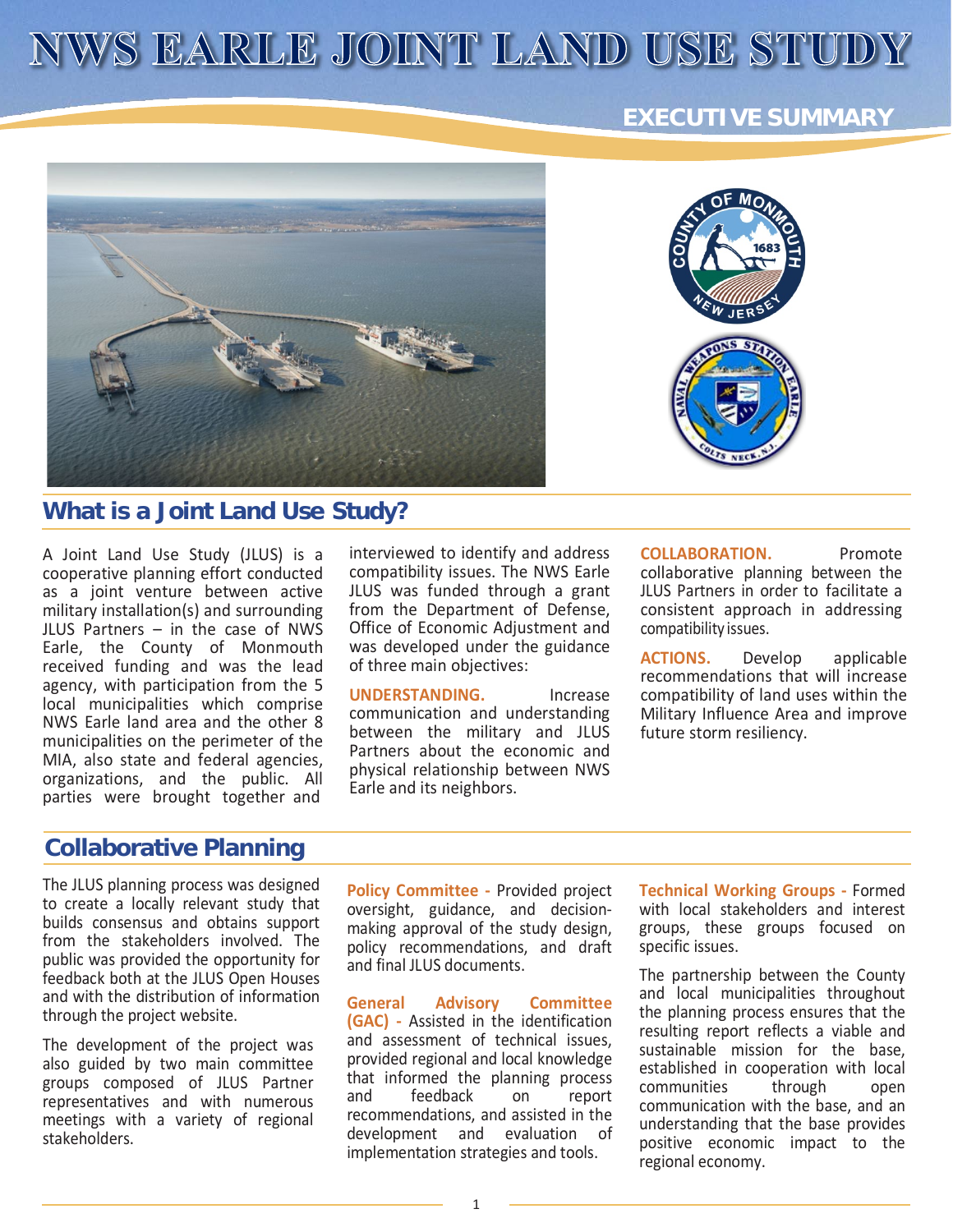# NWS EARLE JOINT LAND USE STUDY

## EXECUTIVE SUMMARY

## What is a Joint Land Use Study?

A Joint Land Use Study (JLUS) is a cooperative planning effort conducted as a joint venture between active military installation(s) and surrounding JLUS Partners – in the case of NWS Earle, the County of Monmouth received funding and was the lead agency, with participation from the 5 local municipalities which comprise NWS Earle land area and the other 8 municipalities on the perimeter of the MIA, also state and federal agencies, organizations, and the public. All parties were brought together and interviewed to identify and address compatibility issues. The NWS Earle JLUS was funded through a grant from the Department of Defense, Office of Economic Adjustment and was developed under the guidance of three main objectives:

**UNDERSTANDING.** Increase communication and understanding between the military and JLUS Partners about the economic and physical relationship between NWS Earle and its neighbors.

**COLLABORATION.** Promote collaborative planning between the JLUS Partners in order to facilitate a consistent approach in addressing compatibility issues.

**ACTIONS.** Develop applicable recommendations that will increase compatibility of land uses within the Military Influence Area and improve future storm resiliency.

## Collaborative Planning

The JLUS planning process was designed to create a locally relevant study that builds consensus and obtains support from the stakeholders involved. The public was provided the opportunity for feedback both at the JLUS Open Houses and with the distribution of information through the project website.

The development of the project was also guided by two main committee groups composed of JLUS Partner representatives and with numerous meetings with a variety of regional stakeholders.

**Policy Committee -** Provided project oversight, guidance, and decision-making approval of the study design, policy recommendations, and draft and final JLUS documents.

**General Advisory Committee (GAC) -** Assisted in the identification and assessment of technical issues, provided regional and local knowledge that informed the planning process and feedback on report recommendations, and assisted in the development and evaluation of implementation strategies and tools.

**Technical Working Groups -** Formed with local stakeholders and interest groups, these groups focused on specific issues.

The partnership between the County and local municipalities throughout the planning process ensures that the resulting report reflects a viable and sustainable mission for the base, established in cooperation with local communities through open communication with the base, and an understanding that the base provides positive economic impact to the regional economy.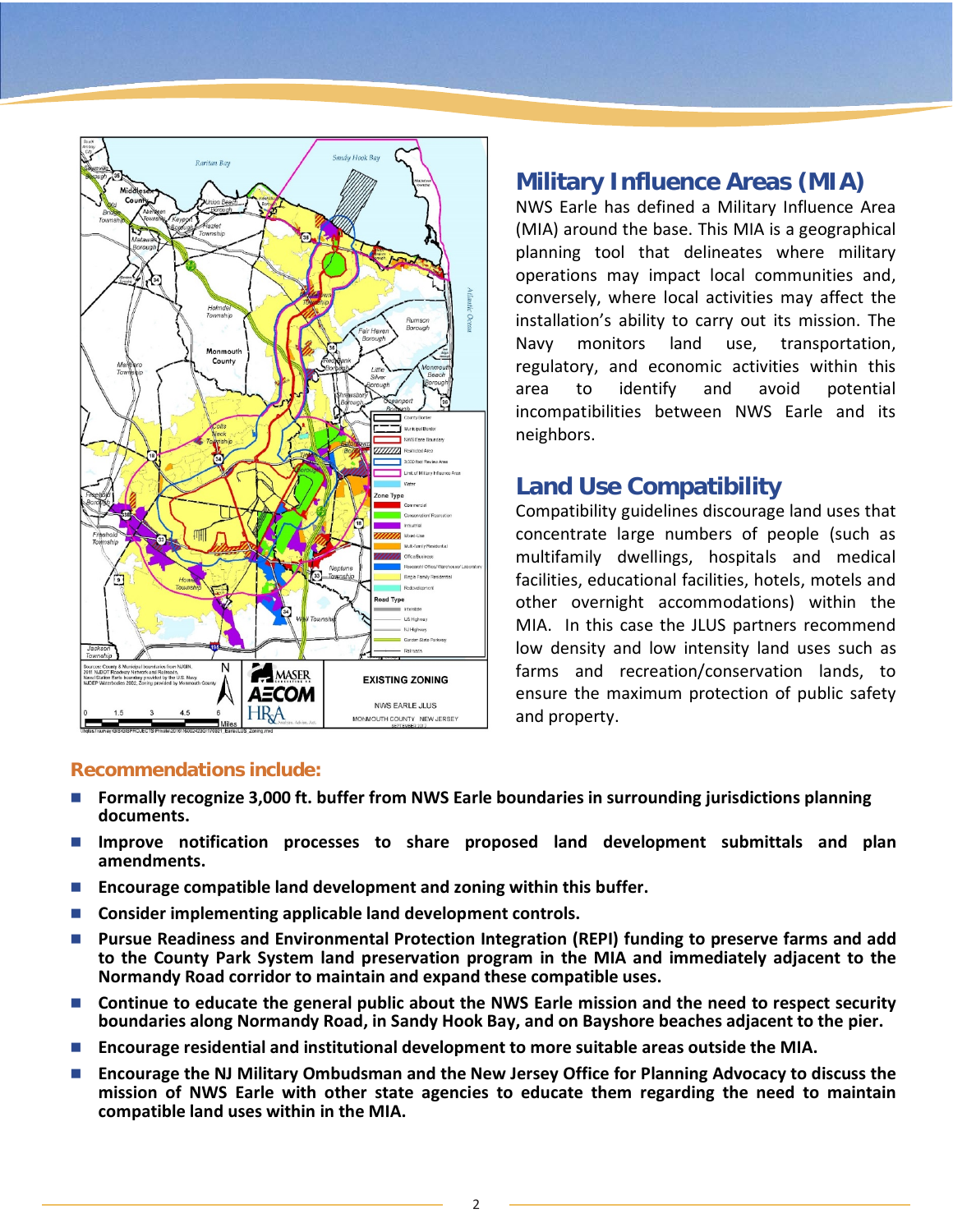## Military Influence Areas (MIA)

NWS Earle has defined a Military Influence Area (MIA) around the base. This MIA is a geographical planning tool that delineates where military operations may impact local communities and, conversely, where local activities may affect the installation's ability to carry out its mission. The Navy monitors land use, transportation, regulatory, and economic activities within this area to identify and avoid potential incompatibilities between NWS Earle and its neighbors.

## Land Use Compatibility

Compatibility guidelines discourage land uses that concentrate large numbers of people (such as multifamily dwellings, hospitals and medical facilities, educational facilities, hotels, motels and other overnight accommodations) within the MIA. In this case the JLUS partners recommend low density and low intensity land uses such as farms and recreation/conservation lands, to ensure the maximum protection of public safety and property.

### Recommendations include:

- **Formally recognize 3,000 ft. buffer from NWS Earle boundaries in surrounding jurisdictions planning documents.**
- **Improve notification processes to share proposed land development submittals and plan amendments.**
- **Encourage compatible land development and zoning within this buffer.**
- **Consider implementing applicable land development controls.**
- **Pursue Readiness and Environmental Protection Integration (REPI) funding to preserve farms and add to the County Park System land preservation program in the MIA and immediately adjacent to the Normandy Road corridor to maintain and expand these compatible uses.**
- **Continue to educate the general public about the NWS Earle mission and the need to respect security boundaries along Normandy Road, in Sandy Hook Bay, and on Bayshore beaches adjacent to the pier.**
- **Encourage residential and institutional development to more suitable areas outside the MIA.**
- **Encourage the NJ Military Ombudsman and the New Jersey Office for Planning Advocacy to discuss the mission of NWS Earle with other state agencies to educate them regarding the need to maintain compatible land uses within in the MIA.**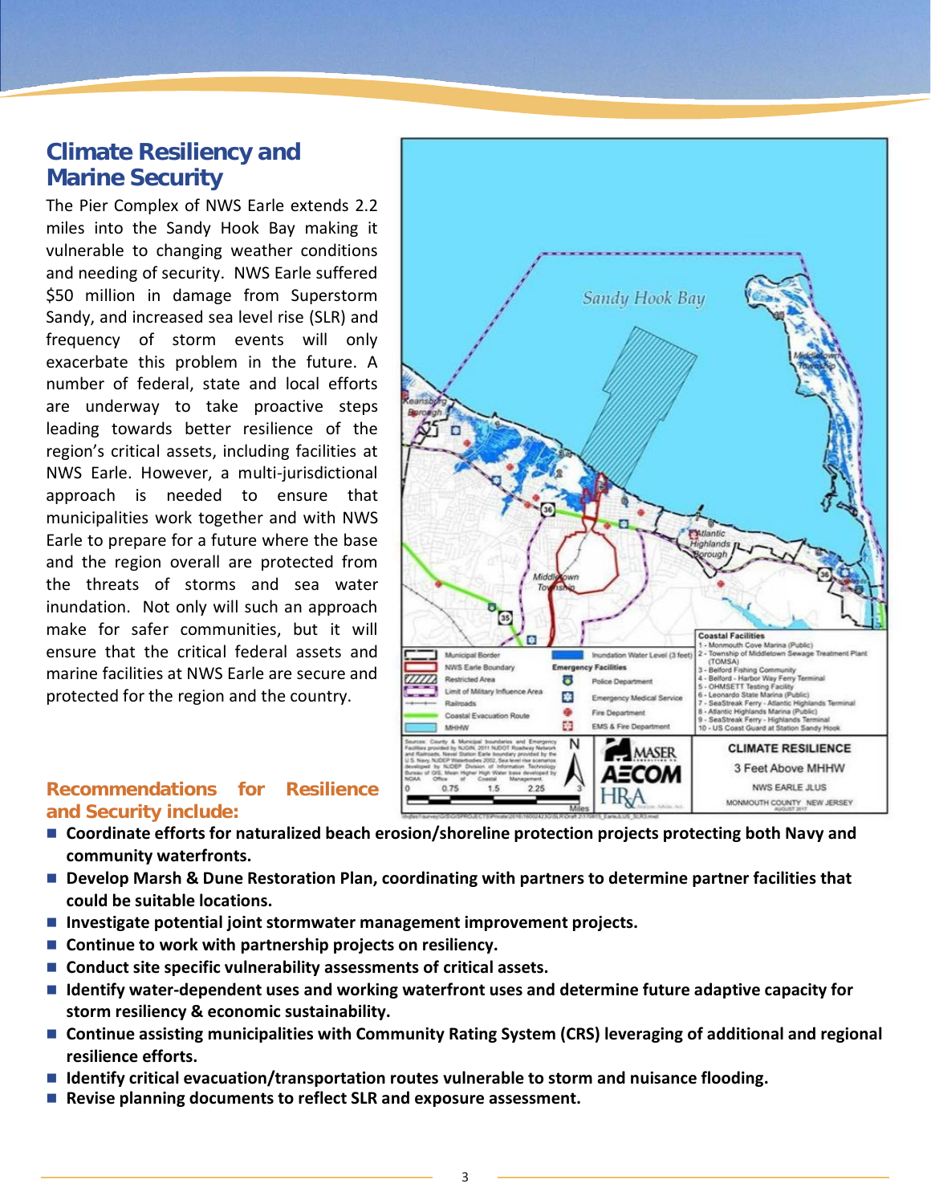## Climate Resiliency and Marine Security

The Pier Complex of NWS Earle extends 2.2 miles into the Sandy Hook Bay making it vulnerable to changing weather conditions and needing of security. NWS Earle suffered $50 million in damage from Superstorm Sandy, and increased sea level rise (SLR) and frequency of storm events will only exacerbate this problem in the future. A number of federal, state and local efforts are underway to take proactive steps leading towards better resilience of the region's critical assets, including facilities at NWS Earle. However, a multi-jurisdictional approach is needed to ensure that municipalities work together and with NWS Earle to prepare for a future where the base and the region overall are protected from the threats of storms and sea water inundation. Not only will such an approach make for safer communities, but it will ensure that the critical federal assets and marine facilities at NWS Earle are secure and protected for the region and the country.

**Coastal Facilities**

1 - Monmouth Cove Marina (Public)
2 - Township of Middletown Sewage Treatment Plant (TOMSA)
3 - Belford Fishing Community
4 - Belford - Harbor Way Ferry Terminal
5 - OHMSETT Testing Facility
6 - Leonardo State Marina (Public)
7 - SeaStreak Ferry - Atlantic Highlands Terminal
8 - Atlantic Highlands Marina (Public)
9 - SeaStreak Ferry - Highlands Terminal
10 - US Coast Guard at Station Sandy Hook

**CLIMATE RESILIENCE**

3 Feet Above MHHW

NWS EARLE JLUS

MONMOUTH COUNTY NEW JERSEY

### Recommendations for Resilience and Security include:

- **Coordinate efforts for naturalized beach erosion/shoreline protection projects protecting both Navy and community waterfronts.**
- **Develop Marsh & Dune Restoration Plan, coordinating with partners to determine partner facilities that could be suitable locations.**
- **Investigate potential joint stormwater management improvement projects.**
- **Continue to work with partnership projects on resiliency.**
- **Conduct site specific vulnerability assessments of critical assets.**
- **Identify water-dependent uses and working waterfront uses and determine future adaptive capacity for storm resiliency & economic sustainability.**
- **Continue assisting municipalities with Community Rating System (CRS) leveraging of additional and regional resilience efforts.**
- **Identify critical evacuation/transportation routes vulnerable to storm and nuisance flooding.**
- **Revise planning documents to reflect SLR and exposure assessment.**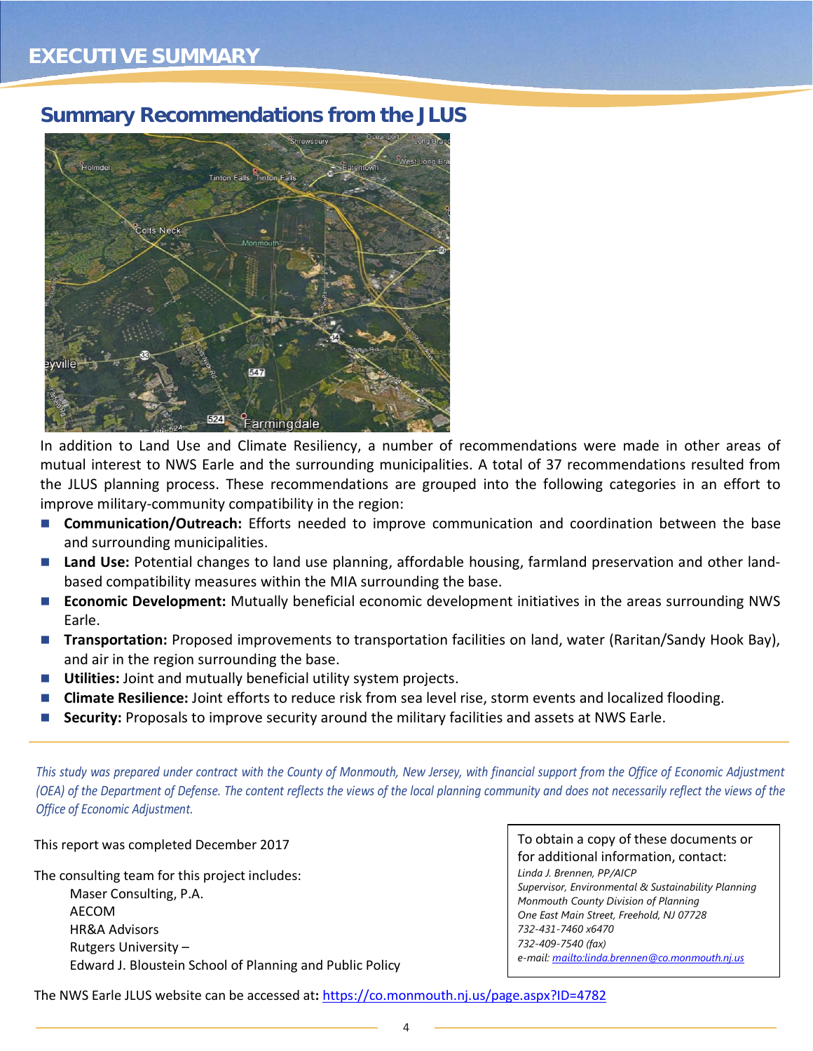## Summary Recommendations from the JLUS

In addition to Land Use and Climate Resiliency, a number of recommendations were made in other areas of mutual interest to NWS Earle and the surrounding municipalities. A total of 37 recommendations resulted from the JLUS planning process. These recommendations are grouped into the following categories in an effort to improve military-community compatibility in the region:

- **Communication/Outreach:** Efforts needed to improve communication and coordination between the base and surrounding municipalities.
- **Land Use:** Potential changes to land use planning, affordable housing, farmland preservation and other land-based compatibility measures within the MIA surrounding the base.
- **Economic Development:** Mutually beneficial economic development initiatives in the areas surrounding NWS Earle.
- **Transportation:** Proposed improvements to transportation facilities on land, water (Raritan/Sandy Hook Bay), and air in the region surrounding the base.
- **Utilities:** Joint and mutually beneficial utility system projects.
- **Climate Resilience:** Joint efforts to reduce risk from sea level rise, storm events and localized flooding.
- **Security:** Proposals to improve security around the military facilities and assets at NWS Earle.

*This study was prepared under contract with the County of Monmouth, New Jersey, with financial support from the Office of Economic Adjustment (OEA) of the Department of Defense. The content reflects the views of the local planning community and does not necessarily reflect the views of the Office of Economic Adjustment.*

This report was completed December 2017

The consulting team for this project includes:

Maser Consulting, P.A.
AECOM
HR&A Advisors
Rutgers University –
Edward J. Bloustein School of Planning and Public Policy

To obtain a copy of these documents or for additional information, contact:
*Linda J. Brennen, PP/AICP*
*Supervisor, Environmental & Sustainability Planning*
*Monmouth County Division of Planning*
*One East Main Street, Freehold, NJ 07728*
*732-431-7460 x6470*
*732-409-7540 (fax)*
*e-mail: mailto:linda.brennen@co.monmouth.nj.us*

The NWS Earle JLUS website can be accessed at**:** https://co.monmouth.nj.us/page.aspx?ID=4782